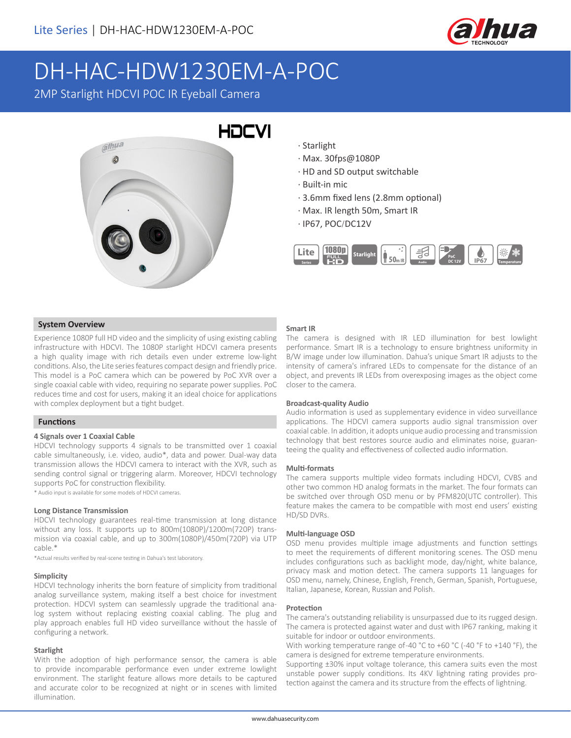# DH-HAC-HDW1230EM-A-POC

2MP Starlight HDCVI POC IR Eyeball Camera

- Starlight
- Max. 30fps@1080P
- HD and SD output switchable
- Built-in mic
- 3.6mm fixed lens (2.8mm optional)
- Max. IR length 50m, Smart IR
- IP67, POC/DC12V

## System Overview

Experience 1080P full HD video and the simplicity of using existing cabling infrastructure with HDCVI. The 1080P starlight HDCVI camera presents a high quality image with rich details even under extreme low-light conditions. Also, the Lite series features compact design and friendly price. This model is a PoC camera which can be powered by PoC XVR over a single coaxial cable with video, requiring no separate power supplies. PoC reduces time and cost for users, making it an ideal choice for applications with complex deployment but a tight budget.

## Functions

### 4 Signals over 1 Coaxial Cable

HDCVI technology supports 4 signals to be transmitted over 1 coaxial cable simultaneously, i.e. video, audio*, data and power. Dual-way data transmission allows the HDCVI camera to interact with the XVR, such as sending control signal or triggering alarm. Moreover, HDCVI technology supports PoC for construction flexibility.

\* Audio input is available for some models of HDCVI cameras.

### Long Distance Transmission

HDCVI technology guarantees real-time transmission at long distance without any loss. It supports up to 800m(1080P)/1200m(720P) transmission via coaxial cable, and up to 300m(1080P)/450m(720P) via UTP cable.*

*Actual results verified by real-scene testing in Dahua's test laboratory.

### Simplicity

HDCVI technology inherits the born feature of simplicity from traditional analog surveillance system, making itself a best choice for investment protection. HDCVI system can seamlessly upgrade the traditional analog system without replacing existing coaxial cabling. The plug and play approach enables full HD video surveillance without the hassle of configuring a network.

### Starlight

With the adoption of high performance sensor, the camera is able to provide incomparable performance even under extreme lowlight environment. The starlight feature allows more details to be captured and accurate color to be recognized at night or in scenes with limited illumination.

### Smart IR

The camera is designed with IR LED illumination for best lowlight performance. Smart IR is a technology to ensure brightness uniformity in B/W image under low illumination. Dahua's unique Smart IR adjusts to the intensity of camera's infrared LEDs to compensate for the distance of an object, and prevents IR LEDs from overexposing images as the object come closer to the camera.

### Broadcast-quality Audio

Audio information is used as supplementary evidence in video surveillance applications. The HDCVI camera supports audio signal transmission over coaxial cable. In addition, it adopts unique audio processing and transmission technology that best restores source audio and eliminates noise, guaranteeing the quality and effectiveness of collected audio information.

### Multi-formats

The camera supports multiple video formats including HDCVI, CVBS and other two common HD analog formats in the market. The four formats can be switched over through OSD menu or by PFM820(UTC controller). This feature makes the camera to be compatible with most end users' existing HD/SD DVRs.

### Multi-language OSD

OSD menu provides multiple image adjustments and function settings to meet the requirements of different monitoring scenes. The OSD menu includes configurations such as backlight mode, day/night, white balance, privacy mask and motion detect. The camera supports 11 languages for OSD menu, namely, Chinese, English, French, German, Spanish, Portuguese, Italian, Japanese, Korean, Russian and Polish.

### Protection

The camera's outstanding reliability is unsurpassed due to its rugged design. The camera is protected against water and dust with IP67 ranking, making it suitable for indoor or outdoor environments.

With working temperature range of -40 °C to +60 °C (-40 °F to +140 °F), the camera is designed for extreme temperature environments.

Supporting ±30% input voltage tolerance, this camera suits even the most unstable power supply conditions. Its 4KV lightning rating provides protection against the camera and its structure from the effects of lightning.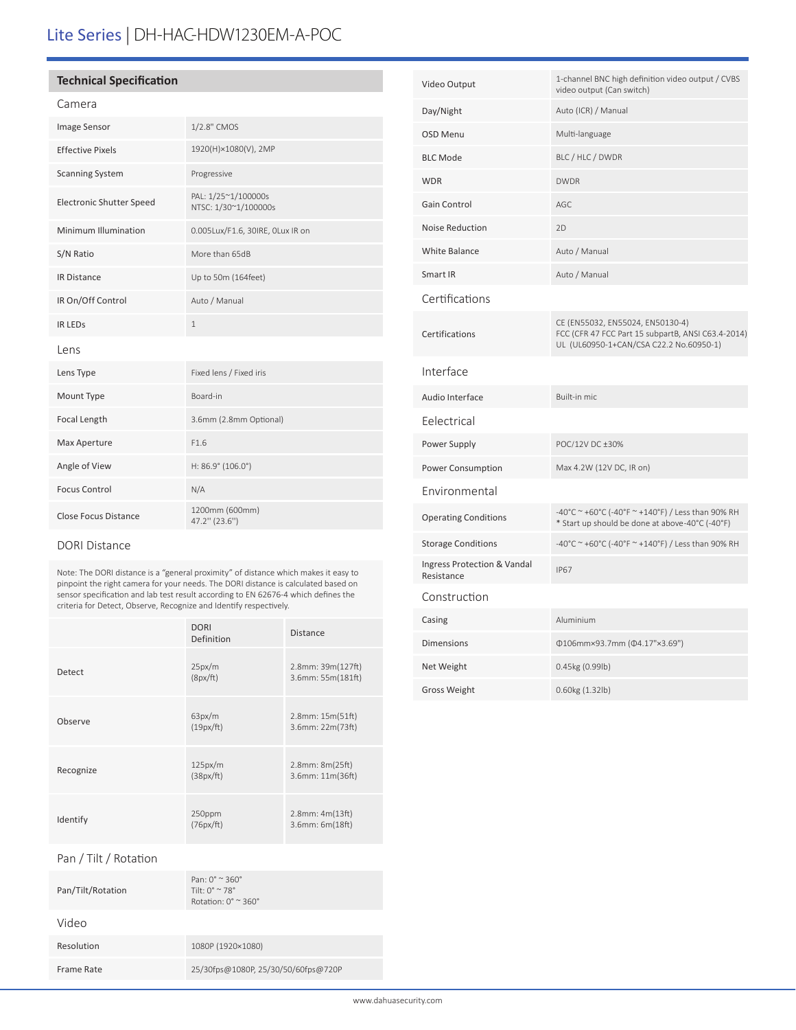# Lite Series | DH-HAC-HDW1230EM-A-POC

## Technical Specification

### Camera

| | |
|---|---|
| Image Sensor | 1/2.8" CMOS |
| Effective Pixels | 1920(H)×1080(V), 2MP |
| Scanning System | Progressive |
| Electronic Shutter Speed | PAL: 1/25~1/100000s<br>NTSC: 1/30~1/100000s |
| Minimum Illumination | 0.005Lux/F1.6, 30IRE, 0Lux IR on |
| S/N Ratio | More than 65dB |
| IR Distance | Up to 50m (164feet) |
| IR On/Off Control | Auto / Manual |
| IR LEDs | 1 |

### Lens

| | |
|---|---|
| Lens Type | Fixed lens / Fixed iris |
| Mount Type | Board-in |
| Focal Length | 3.6mm (2.8mm Optional) |
| Max Aperture | F1.6 |
| Angle of View | H: 86.9° (106.0°) |
| Focus Control | N/A |
| Close Focus Distance | 1200mm (600mm)<br>47.2'' (23.6'') |

### DORI Distance

Note: The DORI distance is a "general proximity" of distance which makes it easy to pinpoint the right camera for your needs. The DORI distance is calculated based on sensor specification and lab test result according to EN 62676-4 which defines the criteria for Detect, Observe, Recognize and Identify respectively.

| | DORI Definition | Distance |
|---|---|---|
| Detect | 25px/m<br>(8px/ft) | 2.8mm: 39m(127ft)<br>3.6mm: 55m(181ft) |
| Observe | 63px/m<br>(19px/ft) | 2.8mm: 15m(51ft)<br>3.6mm: 22m(73ft) |
| Recognize | 125px/m<br>(38px/ft) | 2.8mm: 8m(25ft)<br>3.6mm: 11m(36ft) |
| Identify | 250ppm<br>(76px/ft) | 2.8mm: 4m(13ft)<br>3.6mm: 6m(18ft) |

### Pan / Tilt / Rotation

| | |
|---|---|
| Pan/Tilt/Rotation | Pan: 0° ~ 360°<br>Tilt: 0° ~ 78°<br>Rotation: 0° ~ 360° |

### Video

| | |
|---|---|
| Resolution | 1080P (1920×1080) |
| Frame Rate | 25/30fps@1080P, 25/30/50/60fps@720P |
| Video Output | 1-channel BNC high definition video output / CVBS video output (Can switch) |
| Day/Night | Auto (ICR) / Manual |
| OSD Menu | Multi-language |
| BLC Mode | BLC / HLC / DWDR |
| WDR | DWDR |
| Gain Control | AGC |
| Noise Reduction | 2D |
| White Balance | Auto / Manual |
| Smart IR | Auto / Manual |

### Certifications

| | |
|---|---|
| Certifications | CE (EN55032, EN55024, EN50130-4)<br>FCC (CFR 47 FCC Part 15 subpartB, ANSI C63.4-2014)<br>UL (UL60950-1+CAN/CSA C22.2 No.60950-1) |

### Interface

| | |
|---|---|
| Audio Interface | Built-in mic |

### Eelectrical

| | |
|---|---|
| Power Supply | POC/12V DC ±30% |
| Power Consumption | Max 4.2W (12V DC, IR on) |

### Environmental

| | |
|---|---|
| Operating Conditions | -40°C ~ +60°C (-40°F ~ +140°F) / Less than 90% RH<br>* Start up should be done at above-40°C (-40°F) |
| Storage Conditions | -40°C ~ +60°C (-40°F ~ +140°F) / Less than 90% RH |
| Ingress Protection & Vandal Resistance | IP67 |

### Construction

| | |
|---|---|
| Casing | Aluminium |
| Dimensions | Φ106mm×93.7mm (Φ4.17"×3.69") |
| Net Weight | 0.45kg (0.99lb) |
| Gross Weight | 0.60kg (1.32lb) |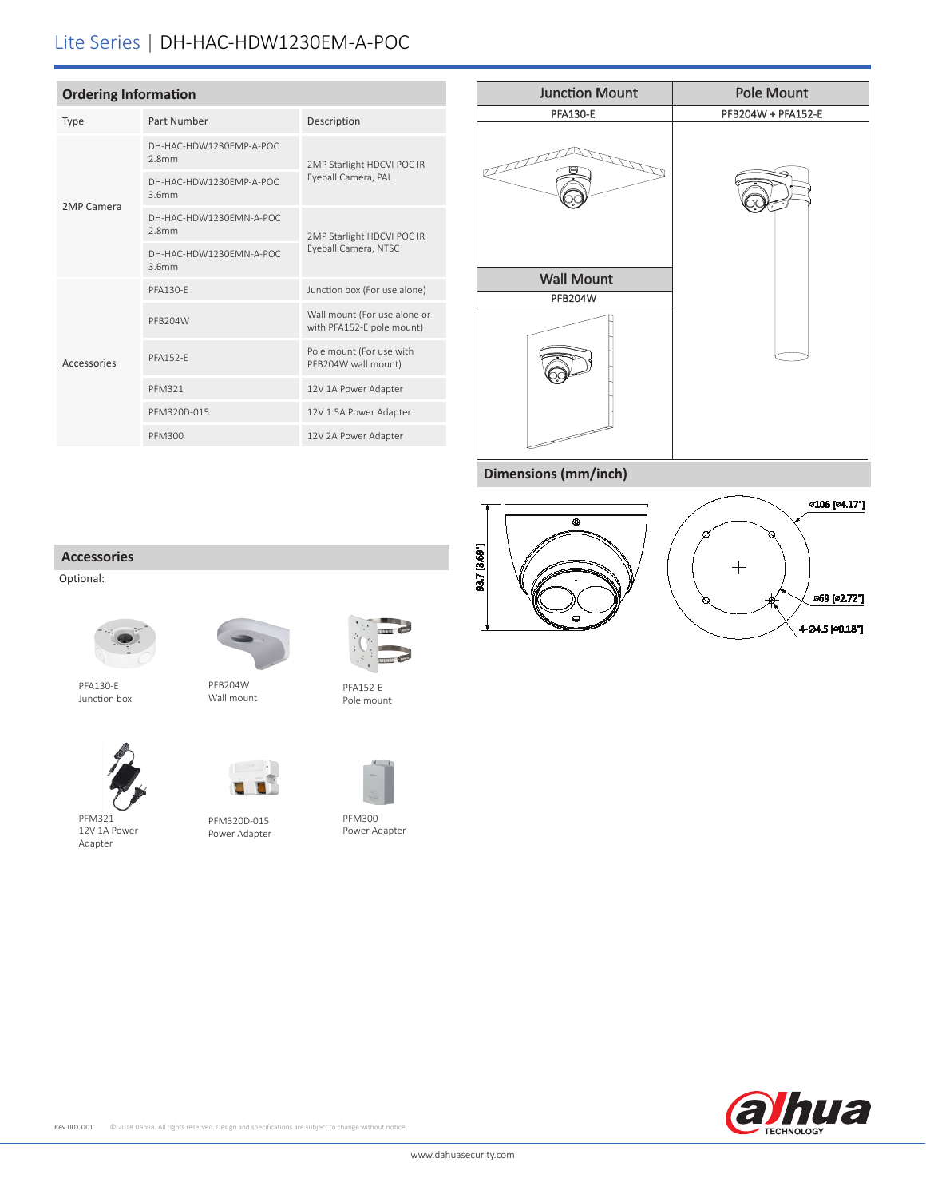# Lite Series | DH-HAC-HDW1230EM-A-POC

## Ordering Information

| Type | Part Number | Description |
|---|---|---|
| 2MP Camera | DH-HAC-HDW1230EMP-A-POC 2.8mm | 2MP Starlight HDCVI POC IR Eyeball Camera, PAL |
| | DH-HAC-HDW1230EMP-A-POC 3.6mm | |
| | DH-HAC-HDW1230EMN-A-POC 2.8mm | 2MP Starlight HDCVI POC IR Eyeball Camera, NTSC |
| | DH-HAC-HDW1230EMN-A-POC 3.6mm | |
| Accessories | PFA130-E | Junction box (For use alone) |
| | PFB204W | Wall mount (For use alone or with PFA152-E pole mount) |
| | PFA152-E | Pole mount (For use with PFB204W wall mount) |
| | PFM321 | 12V 1A Power Adapter |
| | PFM320D-015 | 12V 1.5A Power Adapter |
| | PFM300 | 12V 2A Power Adapter |

| Junction Mount | Pole Mount |
|---|---|
| PFA130-E | PFB204W + PFA152-E |

| Wall Mount |
|---|
| PFB204W |

## Dimensions (mm/inch)

93.7 [3.69"]

⌀106 [⌀4.17"]

⌀69 [⌀2.72"]

4-⌀4.5 [⌀0.18"]

## Accessories

Optional:

PFA130-E
Junction box

PFB204W
Wall mount

PFA152-E
Pole mount

PFM321
12V 1A Power Adapter

PFM320D-015
Power Adapter

PFM300
Power Adapter

Rev 001.001 © 2018 Dahua. All rights reserved. Design and specifications are subject to change without notice.

alhua TECHNOLOGY

www.dahuasecurity.com